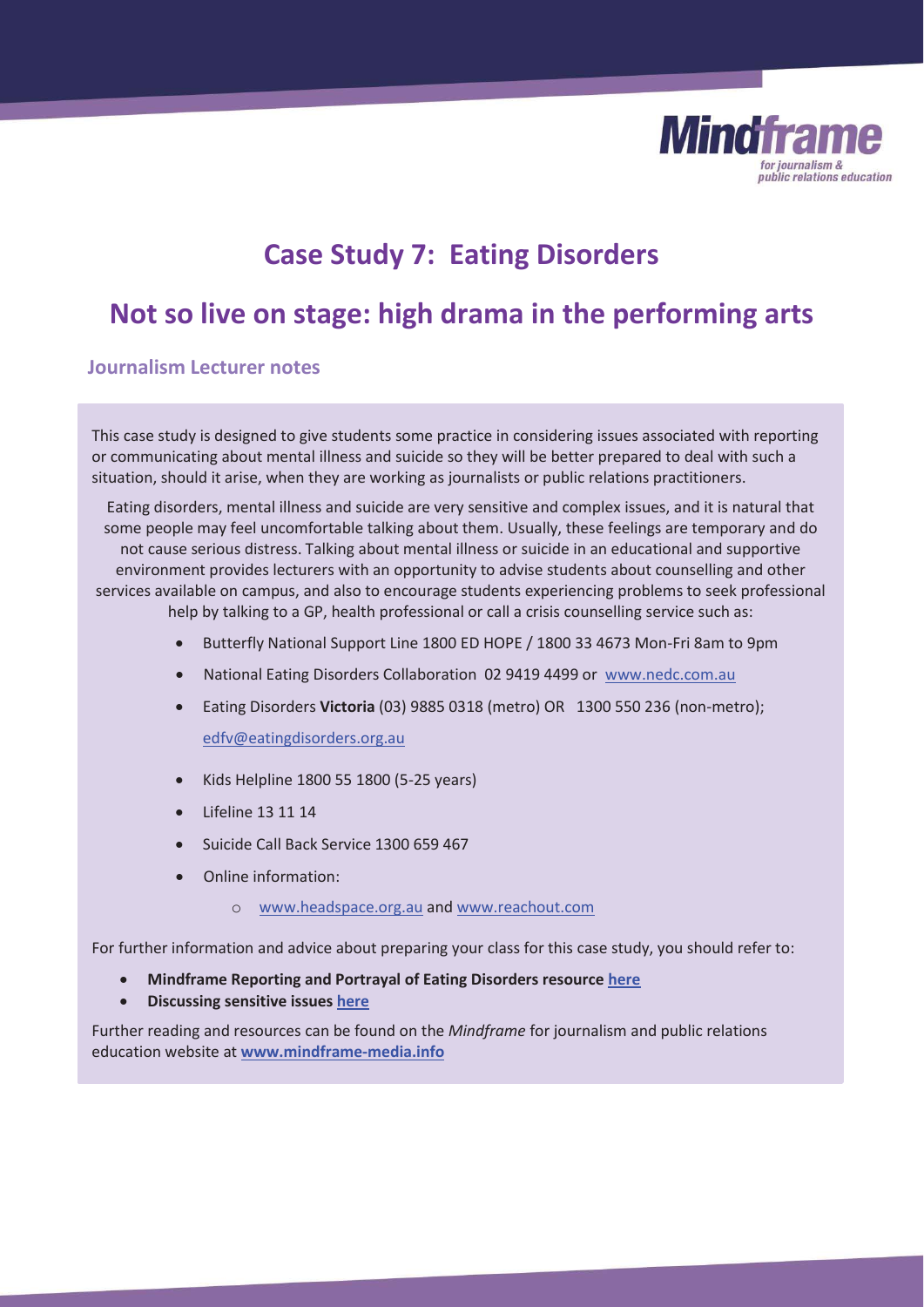Mindframe

*for journalism & public relations education*

# Case Study 7: Eating Disorders

# Not so live on stage: high drama in the performing arts

### Journalism Lecturer notes

This case study is designed to give students some practice in considering issues associated with reporting or communicating about mental illness and suicide so they will be better prepared to deal with such a situation, should it arise, when they are working as journalists or public relations practitioners.

Eating disorders, mental illness and suicide are very sensitive and complex issues, and it is natural that some people may feel uncomfortable talking about them. Usually, these feelings are temporary and do not cause serious distress. Talking about mental illness or suicide in an educational and supportive environment provides lecturers with an opportunity to advise students about counselling and other services available on campus, and also to encourage students experiencing problems to seek professional help by talking to a GP, health professional or call a crisis counselling service such as:

- Butterfly National Support Line 1800 ED HOPE / 1800 33 4673 Mon-Fri 8am to 9pm
- National Eating Disorders Collaboration 02 9419 4499 or www.nedc.com.au
- Eating Disorders **Victoria** (03) 9885 0318 (metro) OR 1300 550 236 (non-metro); edfv@eatingdisorders.org.au
- Kids Helpline 1800 55 1800 (5-25 years)
- Lifeline 13 11 14
- Suicide Call Back Service 1300 659 467
- Online information:
  - www.headspace.org.au and www.reachout.com

For further information and advice about preparing your class for this case study, you should refer to:

- **Mindframe Reporting and Portrayal of Eating Disorders resource here**
- **Discussing sensitive issues here**

Further reading and resources can be found on the *Mindframe* for journalism and public relations education website at **www.mindframe-media.info**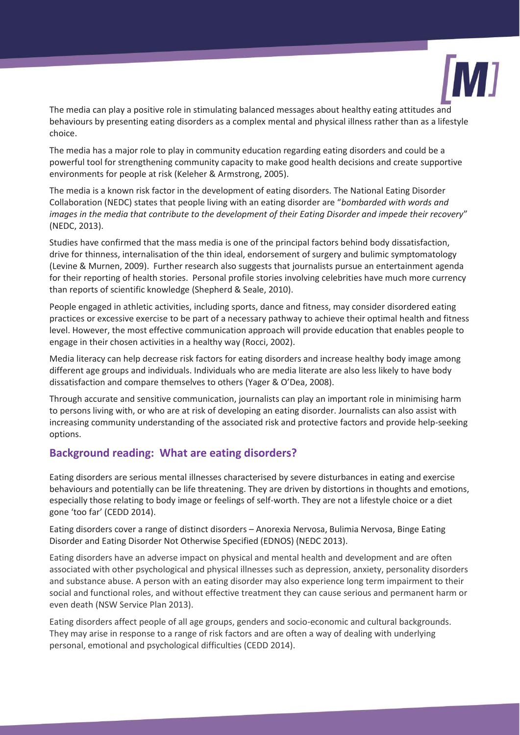The media can play a positive role in stimulating balanced messages about healthy eating attitudes and behaviours by presenting eating disorders as a complex mental and physical illness rather than as a lifestyle choice.

The media has a major role to play in community education regarding eating disorders and could be a powerful tool for strengthening community capacity to make good health decisions and create supportive environments for people at risk (Keleher & Armstrong, 2005).

The media is a known risk factor in the development of eating disorders. The National Eating Disorder Collaboration (NEDC) states that people living with an eating disorder are "*bombarded with words and images in the media that contribute to the development of their Eating Disorder and impede their recovery*" (NEDC, 2013).

Studies have confirmed that the mass media is one of the principal factors behind body dissatisfaction, drive for thinness, internalisation of the thin ideal, endorsement of surgery and bulimic symptomatology (Levine & Murnen, 2009). Further research also suggests that journalists pursue an entertainment agenda for their reporting of health stories. Personal profile stories involving celebrities have much more currency than reports of scientific knowledge (Shepherd & Seale, 2010).

People engaged in athletic activities, including sports, dance and fitness, may consider disordered eating practices or excessive exercise to be part of a necessary pathway to achieve their optimal health and fitness level. However, the most effective communication approach will provide education that enables people to engage in their chosen activities in a healthy way (Rocci, 2002).

Media literacy can help decrease risk factors for eating disorders and increase healthy body image among different age groups and individuals. Individuals who are media literate are also less likely to have body dissatisfaction and compare themselves to others (Yager & O'Dea, 2008).

Through accurate and sensitive communication, journalists can play an important role in minimising harm to persons living with, or who are at risk of developing an eating disorder. Journalists can also assist with increasing community understanding of the associated risk and protective factors and provide help-seeking options.

## Background reading: What are eating disorders?

Eating disorders are serious mental illnesses characterised by severe disturbances in eating and exercise behaviours and potentially can be life threatening. They are driven by distortions in thoughts and emotions, especially those relating to body image or feelings of self-worth. They are not a lifestyle choice or a diet gone 'too far' (CEDD 2014).

Eating disorders cover a range of distinct disorders – Anorexia Nervosa, Bulimia Nervosa, Binge Eating Disorder and Eating Disorder Not Otherwise Specified (EDNOS) (NEDC 2013).

Eating disorders have an adverse impact on physical and mental health and development and are often associated with other psychological and physical illnesses such as depression, anxiety, personality disorders and substance abuse. A person with an eating disorder may also experience long term impairment to their social and functional roles, and without effective treatment they can cause serious and permanent harm or even death (NSW Service Plan 2013).

Eating disorders affect people of all age groups, genders and socio-economic and cultural backgrounds. They may arise in response to a range of risk factors and are often a way of dealing with underlying personal, emotional and psychological difficulties (CEDD 2014).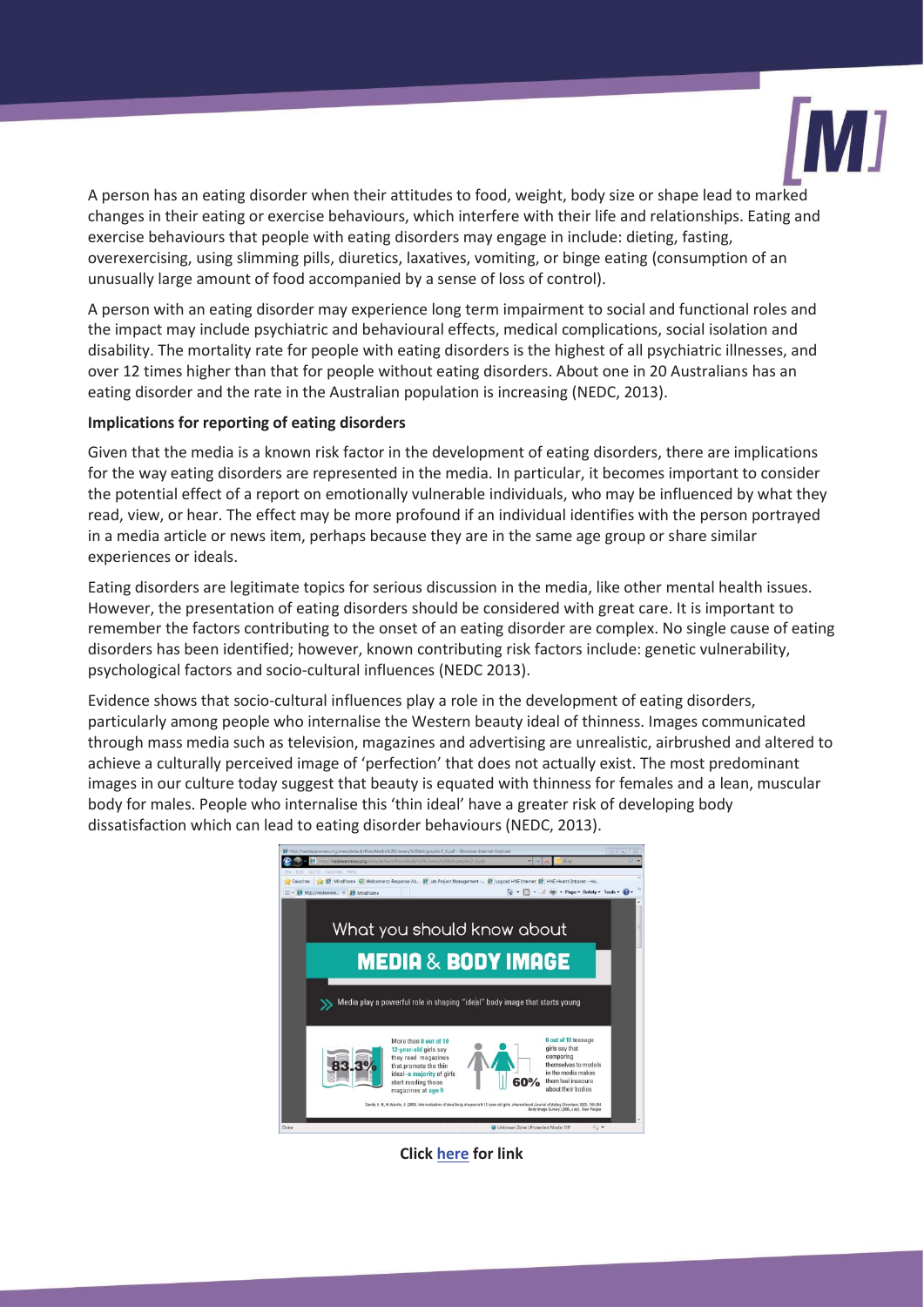A person has an eating disorder when their attitudes to food, weight, body size or shape lead to marked changes in their eating or exercise behaviours, which interfere with their life and relationships. Eating and exercise behaviours that people with eating disorders may engage in include: dieting, fasting, overexercising, using slimming pills, diuretics, laxatives, vomiting, or binge eating (consumption of an unusually large amount of food accompanied by a sense of loss of control).

A person with an eating disorder may experience long term impairment to social and functional roles and the impact may include psychiatric and behavioural effects, medical complications, social isolation and disability. The mortality rate for people with eating disorders is the highest of all psychiatric illnesses, and over 12 times higher than that for people without eating disorders. About one in 20 Australians has an eating disorder and the rate in the Australian population is increasing (NEDC, 2013).

**Implications for reporting of eating disorders**

Given that the media is a known risk factor in the development of eating disorders, there are implications for the way eating disorders are represented in the media. In particular, it becomes important to consider the potential effect of a report on emotionally vulnerable individuals, who may be influenced by what they read, view, or hear. The effect may be more profound if an individual identifies with the person portrayed in a media article or news item, perhaps because they are in the same age group or share similar experiences or ideals.

Eating disorders are legitimate topics for serious discussion in the media, like other mental health issues. However, the presentation of eating disorders should be considered with great care. It is important to remember the factors contributing to the onset of an eating disorder are complex. No single cause of eating disorders has been identified; however, known contributing risk factors include: genetic vulnerability, psychological factors and socio-cultural influences (NEDC 2013).

Evidence shows that socio-cultural influences play a role in the development of eating disorders, particularly among people who internalise the Western beauty ideal of thinness. Images communicated through mass media such as television, magazines and advertising are unrealistic, airbrushed and altered to achieve a culturally perceived image of 'perfection' that does not actually exist. The most predominant images in our culture today suggest that beauty is equated with thinness for females and a lean, muscular body for males. People who internalise this 'thin ideal' have a greater risk of developing body dissatisfaction which can lead to eating disorder behaviours (NEDC, 2013).

**Click here for link**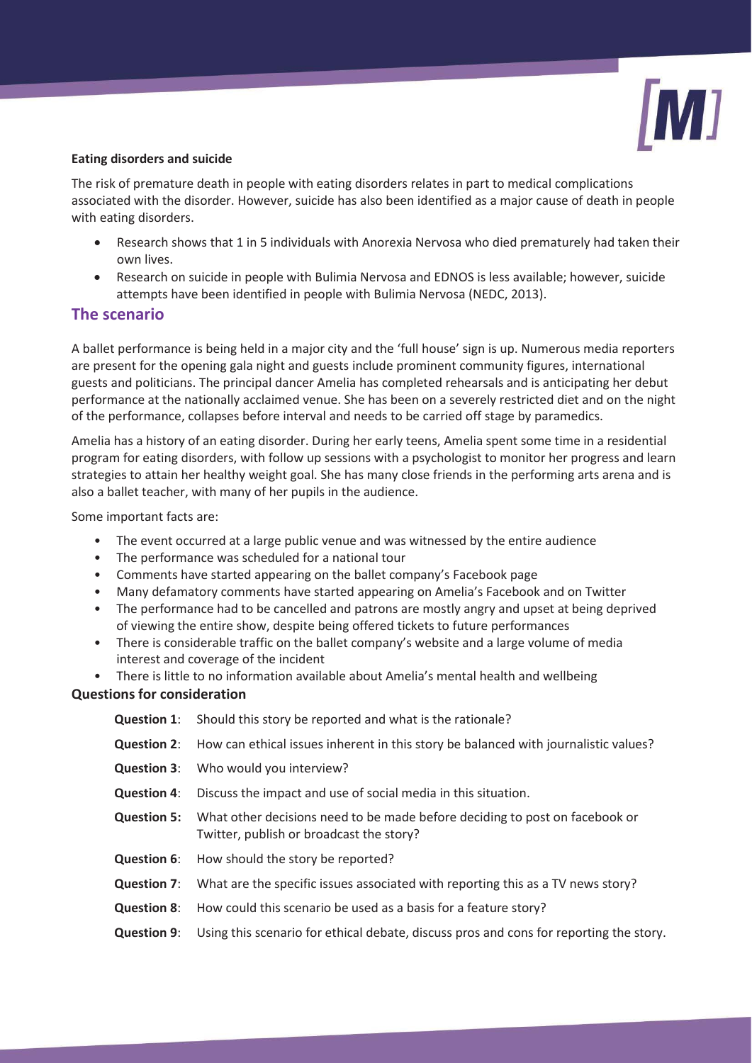**Eating disorders and suicide**

The risk of premature death in people with eating disorders relates in part to medical complications associated with the disorder. However, suicide has also been identified as a major cause of death in people with eating disorders.

- Research shows that 1 in 5 individuals with Anorexia Nervosa who died prematurely had taken their own lives.
- Research on suicide in people with Bulimia Nervosa and EDNOS is less available; however, suicide attempts have been identified in people with Bulimia Nervosa (NEDC, 2013).

## The scenario

A ballet performance is being held in a major city and the 'full house' sign is up. Numerous media reporters are present for the opening gala night and guests include prominent community figures, international guests and politicians. The principal dancer Amelia has completed rehearsals and is anticipating her debut performance at the nationally acclaimed venue. She has been on a severely restricted diet and on the night of the performance, collapses before interval and needs to be carried off stage by paramedics.

Amelia has a history of an eating disorder. During her early teens, Amelia spent some time in a residential program for eating disorders, with follow up sessions with a psychologist to monitor her progress and learn strategies to attain her healthy weight goal. She has many close friends in the performing arts arena and is also a ballet teacher, with many of her pupils in the audience.

Some important facts are:

- The event occurred at a large public venue and was witnessed by the entire audience
- The performance was scheduled for a national tour
- Comments have started appearing on the ballet company's Facebook page
- Many defamatory comments have started appearing on Amelia's Facebook and on Twitter
- The performance had to be cancelled and patrons are mostly angry and upset at being deprived of viewing the entire show, despite being offered tickets to future performances
- There is considerable traffic on the ballet company's website and a large volume of media interest and coverage of the incident
- There is little to no information available about Amelia's mental health and wellbeing

### Questions for consideration

**Question 1**: Should this story be reported and what is the rationale?

**Question 2**: How can ethical issues inherent in this story be balanced with journalistic values?

**Question 3**: Who would you interview?

**Question 4**: Discuss the impact and use of social media in this situation.

**Question 5:** What other decisions need to be made before deciding to post on facebook or Twitter, publish or broadcast the story?

**Question 6**: How should the story be reported?

**Question 7**: What are the specific issues associated with reporting this as a TV news story?

**Question 8**: How could this scenario be used as a basis for a feature story?

**Question 9**: Using this scenario for ethical debate, discuss pros and cons for reporting the story.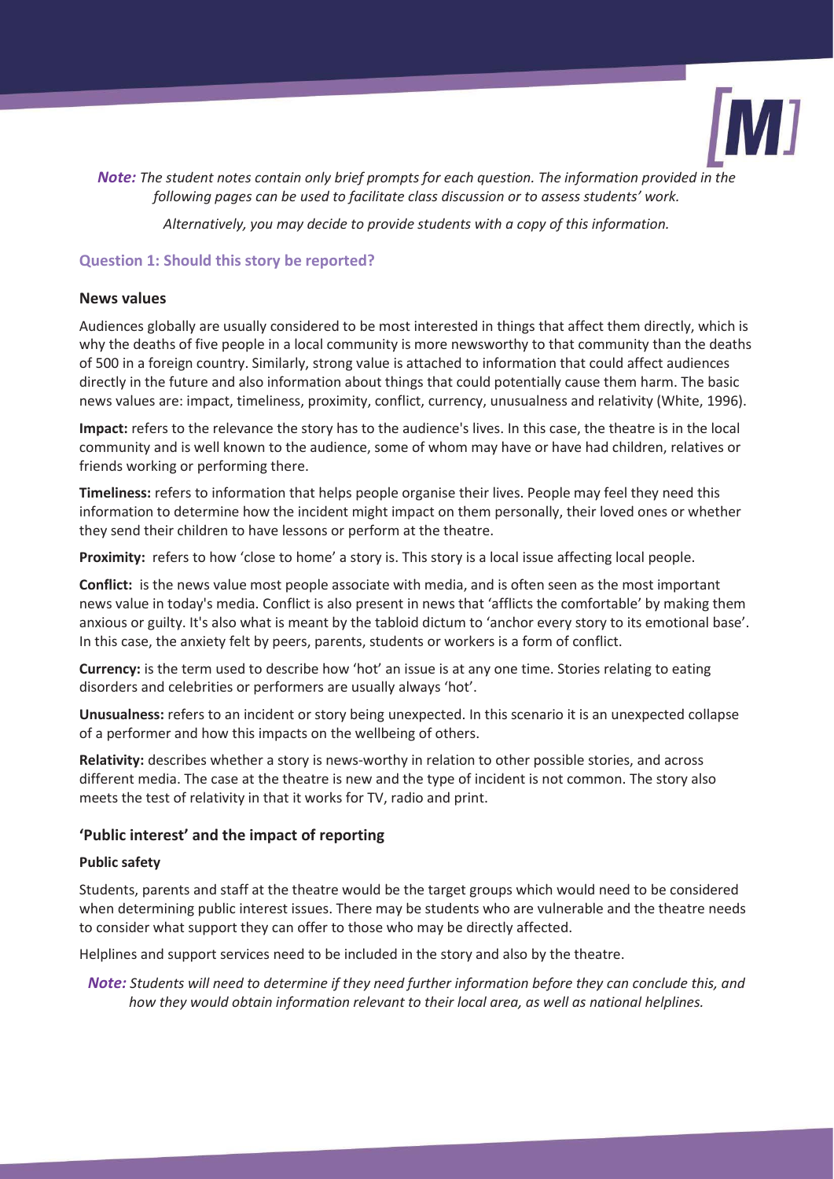*Note: The student notes contain only brief prompts for each question. The information provided in the following pages can be used to facilitate class discussion or to assess students' work.*

*Alternatively, you may decide to provide students with a copy of this information.*

## Question 1: Should this story be reported?

### News values

Audiences globally are usually considered to be most interested in things that affect them directly, which is why the deaths of five people in a local community is more newsworthy to that community than the deaths of 500 in a foreign country. Similarly, strong value is attached to information that could affect audiences directly in the future and also information about things that could potentially cause them harm. The basic news values are: impact, timeliness, proximity, conflict, currency, unusualness and relativity (White, 1996).

**Impact:** refers to the relevance the story has to the audience's lives. In this case, the theatre is in the local community and is well known to the audience, some of whom may have or have had children, relatives or friends working or performing there.

**Timeliness:** refers to information that helps people organise their lives. People may feel they need this information to determine how the incident might impact on them personally, their loved ones or whether they send their children to have lessons or perform at the theatre.

**Proximity:** refers to how 'close to home' a story is. This story is a local issue affecting local people.

**Conflict:** is the news value most people associate with media, and is often seen as the most important news value in today's media. Conflict is also present in news that 'afflicts the comfortable' by making them anxious or guilty. It's also what is meant by the tabloid dictum to 'anchor every story to its emotional base'. In this case, the anxiety felt by peers, parents, students or workers is a form of conflict.

**Currency:** is the term used to describe how 'hot' an issue is at any one time. Stories relating to eating disorders and celebrities or performers are usually always 'hot'.

**Unusualness:** refers to an incident or story being unexpected. In this scenario it is an unexpected collapse of a performer and how this impacts on the wellbeing of others.

**Relativity:** describes whether a story is news-worthy in relation to other possible stories, and across different media. The case at the theatre is new and the type of incident is not common. The story also meets the test of relativity in that it works for TV, radio and print.

### 'Public interest' and the impact of reporting

#### Public safety

Students, parents and staff at the theatre would be the target groups which would need to be considered when determining public interest issues. There may be students who are vulnerable and the theatre needs to consider what support they can offer to those who may be directly affected.

Helplines and support services need to be included in the story and also by the theatre.

*Note: Students will need to determine if they need further information before they can conclude this, and how they would obtain information relevant to their local area, as well as national helplines.*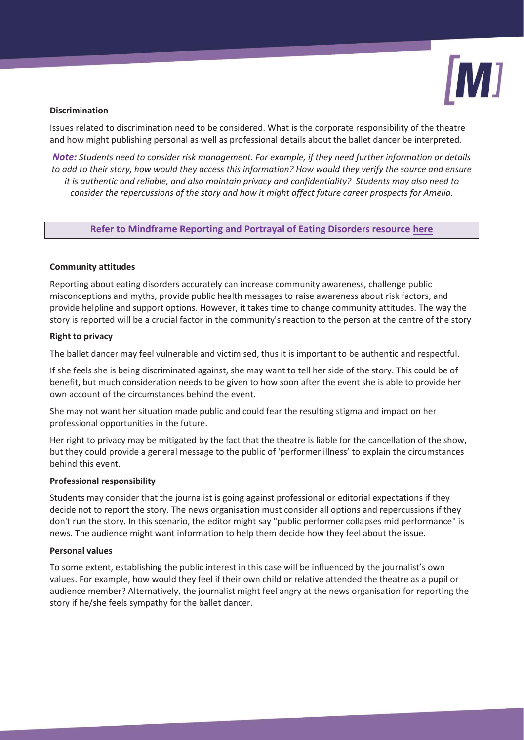**Discrimination**

Issues related to discrimination need to be considered. What is the corporate responsibility of the theatre and how might publishing personal as well as professional details about the ballet dancer be interpreted.

***Note:*** *Students need to consider risk management. For example, if they need further information or details to add to their story, how would they access this information? How would they verify the source and ensure it is authentic and reliable, and also maintain privacy and confidentiality? Students may also need to consider the repercussions of the story and how it might affect future career prospects for Amelia.*

**Refer to Mindframe Reporting and Portrayal of Eating Disorders resource here**

**Community attitudes**

Reporting about eating disorders accurately can increase community awareness, challenge public misconceptions and myths, provide public health messages to raise awareness about risk factors, and provide helpline and support options. However, it takes time to change community attitudes. The way the story is reported will be a crucial factor in the community's reaction to the person at the centre of the story

**Right to privacy**

The ballet dancer may feel vulnerable and victimised, thus it is important to be authentic and respectful.

If she feels she is being discriminated against, she may want to tell her side of the story. This could be of benefit, but much consideration needs to be given to how soon after the event she is able to provide her own account of the circumstances behind the event.

She may not want her situation made public and could fear the resulting stigma and impact on her professional opportunities in the future.

Her right to privacy may be mitigated by the fact that the theatre is liable for the cancellation of the show, but they could provide a general message to the public of 'performer illness' to explain the circumstances behind this event.

**Professional responsibility**

Students may consider that the journalist is going against professional or editorial expectations if they decide not to report the story. The news organisation must consider all options and repercussions if they don't run the story. In this scenario, the editor might say "public performer collapses mid performance" is news. The audience might want information to help them decide how they feel about the issue.

**Personal values**

To some extent, establishing the public interest in this case will be influenced by the journalist's own values. For example, how would they feel if their own child or relative attended the theatre as a pupil or audience member? Alternatively, the journalist might feel angry at the news organisation for reporting the story if he/she feels sympathy for the ballet dancer.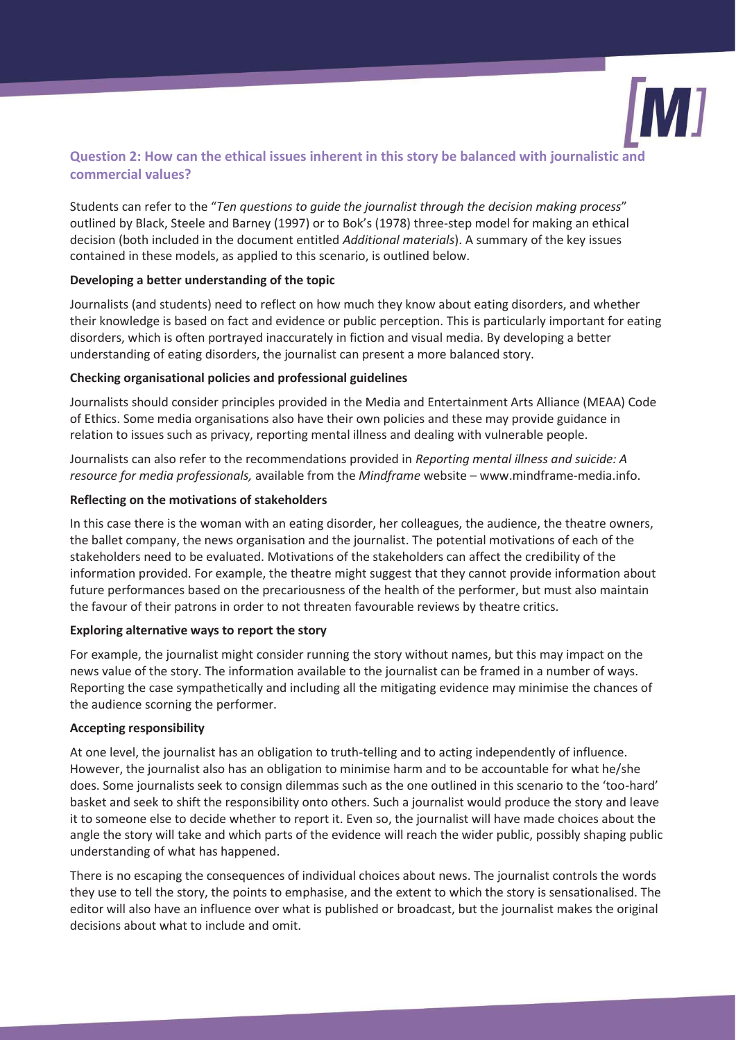## Question 2: How can the ethical issues inherent in this story be balanced with journalistic and commercial values?

Students can refer to the "*Ten questions to guide the journalist through the decision making process*" outlined by Black, Steele and Barney (1997) or to Bok's (1978) three-step model for making an ethical decision (both included in the document entitled *Additional materials*). A summary of the key issues contained in these models, as applied to this scenario, is outlined below.

**Developing a better understanding of the topic**

Journalists (and students) need to reflect on how much they know about eating disorders, and whether their knowledge is based on fact and evidence or public perception. This is particularly important for eating disorders, which is often portrayed inaccurately in fiction and visual media. By developing a better understanding of eating disorders, the journalist can present a more balanced story.

**Checking organisational policies and professional guidelines**

Journalists should consider principles provided in the Media and Entertainment Arts Alliance (MEAA) Code of Ethics. Some media organisations also have their own policies and these may provide guidance in relation to issues such as privacy, reporting mental illness and dealing with vulnerable people.

Journalists can also refer to the recommendations provided in *Reporting mental illness and suicide: A resource for media professionals,* available from the *Mindframe* website – www.mindframe-media.info.

**Reflecting on the motivations of stakeholders**

In this case there is the woman with an eating disorder, her colleagues, the audience, the theatre owners, the ballet company, the news organisation and the journalist. The potential motivations of each of the stakeholders need to be evaluated. Motivations of the stakeholders can affect the credibility of the information provided. For example, the theatre might suggest that they cannot provide information about future performances based on the precariousness of the health of the performer, but must also maintain the favour of their patrons in order to not threaten favourable reviews by theatre critics.

**Exploring alternative ways to report the story**

For example, the journalist might consider running the story without names, but this may impact on the news value of the story. The information available to the journalist can be framed in a number of ways. Reporting the case sympathetically and including all the mitigating evidence may minimise the chances of the audience scorning the performer.

**Accepting responsibility**

At one level, the journalist has an obligation to truth-telling and to acting independently of influence. However, the journalist also has an obligation to minimise harm and to be accountable for what he/she does. Some journalists seek to consign dilemmas such as the one outlined in this scenario to the 'too-hard' basket and seek to shift the responsibility onto others. Such a journalist would produce the story and leave it to someone else to decide whether to report it. Even so, the journalist will have made choices about the angle the story will take and which parts of the evidence will reach the wider public, possibly shaping public understanding of what has happened.

There is no escaping the consequences of individual choices about news. The journalist controls the words they use to tell the story, the points to emphasise, and the extent to which the story is sensationalised. The editor will also have an influence over what is published or broadcast, but the journalist makes the original decisions about what to include and omit.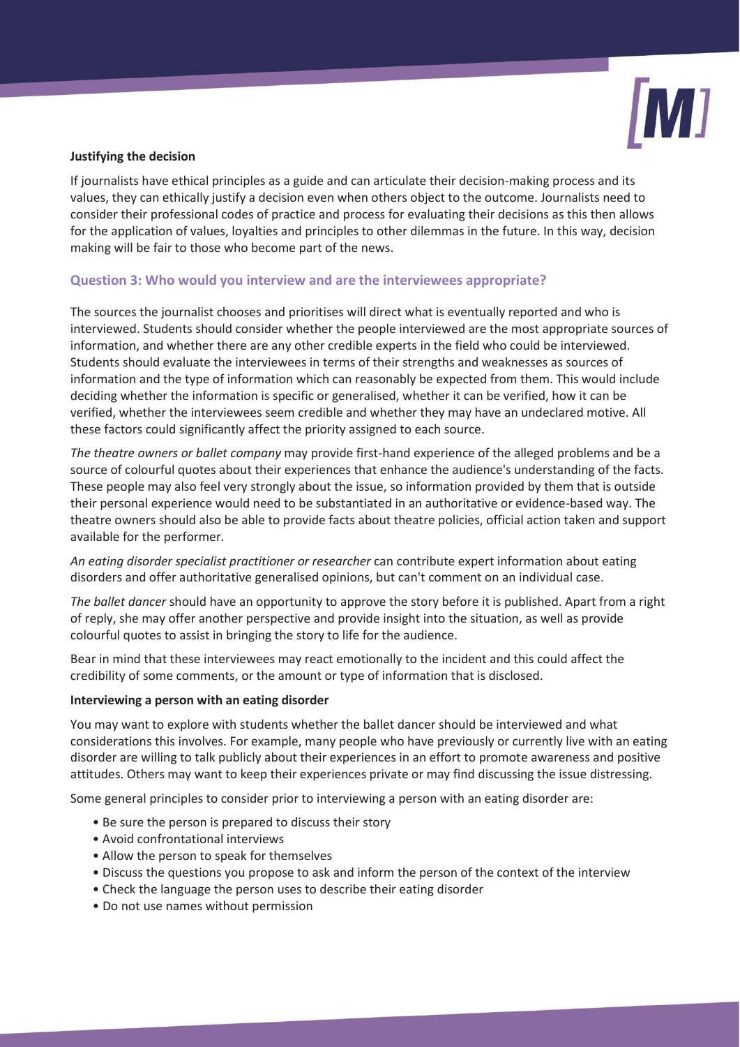**Justifying the decision**

If journalists have ethical principles as a guide and can articulate their decision-making process and its values, they can ethically justify a decision even when others object to the outcome. Journalists need to consider their professional codes of practice and process for evaluating their decisions as this then allows for the application of values, loyalties and principles to other dilemmas in the future. In this way, decision making will be fair to those who become part of the news.

## Question 3: Who would you interview and are the interviewees appropriate?

The sources the journalist chooses and prioritises will direct what is eventually reported and who is interviewed. Students should consider whether the people interviewed are the most appropriate sources of information, and whether there are any other credible experts in the field who could be interviewed. Students should evaluate the interviewees in terms of their strengths and weaknesses as sources of information and the type of information which can reasonably be expected from them. This would include deciding whether the information is specific or generalised, whether it can be verified, how it can be verified, whether the interviewees seem credible and whether they may have an undeclared motive. All these factors could significantly affect the priority assigned to each source.

*The theatre owners or ballet company* may provide first-hand experience of the alleged problems and be a source of colourful quotes about their experiences that enhance the audience's understanding of the facts. These people may also feel very strongly about the issue, so information provided by them that is outside their personal experience would need to be substantiated in an authoritative or evidence-based way. The theatre owners should also be able to provide facts about theatre policies, official action taken and support available for the performer.

*An eating disorder specialist practitioner or researcher* can contribute expert information about eating disorders and offer authoritative generalised opinions, but can't comment on an individual case.

*The ballet dancer* should have an opportunity to approve the story before it is published. Apart from a right of reply, she may offer another perspective and provide insight into the situation, as well as provide colourful quotes to assist in bringing the story to life for the audience.

Bear in mind that these interviewees may react emotionally to the incident and this could affect the credibility of some comments, or the amount or type of information that is disclosed.

**Interviewing a person with an eating disorder**

You may want to explore with students whether the ballet dancer should be interviewed and what considerations this involves. For example, many people who have previously or currently live with an eating disorder are willing to talk publicly about their experiences in an effort to promote awareness and positive attitudes. Others may want to keep their experiences private or may find discussing the issue distressing.

Some general principles to consider prior to interviewing a person with an eating disorder are:

- Be sure the person is prepared to discuss their story
- Avoid confrontational interviews
- Allow the person to speak for themselves
- Discuss the questions you propose to ask and inform the person of the context of the interview
- Check the language the person uses to describe their eating disorder
- Do not use names without permission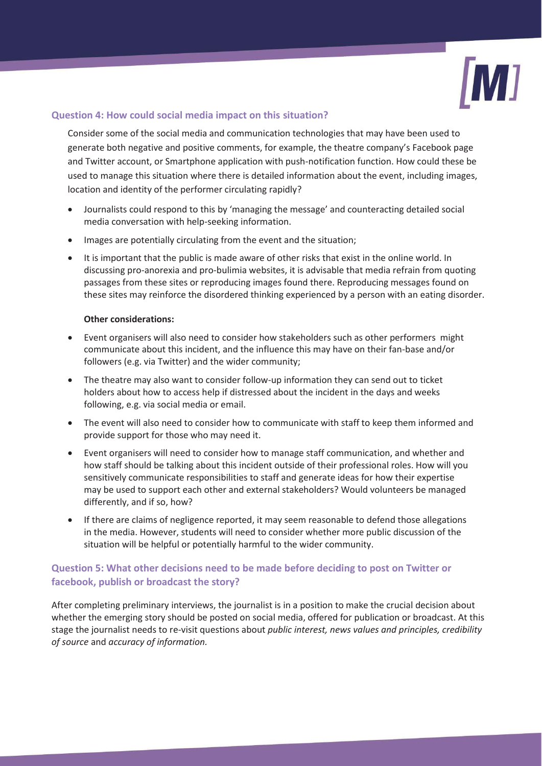## Question 4: How could social media impact on this situation?

Consider some of the social media and communication technologies that may have been used to generate both negative and positive comments, for example, the theatre company's Facebook page and Twitter account, or Smartphone application with push-notification function. How could these be used to manage this situation where there is detailed information about the event, including images, location and identity of the performer circulating rapidly?

- Journalists could respond to this by 'managing the message' and counteracting detailed social media conversation with help-seeking information.
- Images are potentially circulating from the event and the situation;
- It is important that the public is made aware of other risks that exist in the online world. In discussing pro-anorexia and pro-bulimia websites, it is advisable that media refrain from quoting passages from these sites or reproducing images found there. Reproducing messages found on these sites may reinforce the disordered thinking experienced by a person with an eating disorder.

**Other considerations:**

- Event organisers will also need to consider how stakeholders such as other performers might communicate about this incident, and the influence this may have on their fan-base and/or followers (e.g. via Twitter) and the wider community;
- The theatre may also want to consider follow-up information they can send out to ticket holders about how to access help if distressed about the incident in the days and weeks following, e.g. via social media or email.
- The event will also need to consider how to communicate with staff to keep them informed and provide support for those who may need it.
- Event organisers will need to consider how to manage staff communication, and whether and how staff should be talking about this incident outside of their professional roles. How will you sensitively communicate responsibilities to staff and generate ideas for how their expertise may be used to support each other and external stakeholders? Would volunteers be managed differently, and if so, how?
- If there are claims of negligence reported, it may seem reasonable to defend those allegations in the media. However, students will need to consider whether more public discussion of the situation will be helpful or potentially harmful to the wider community.

## Question 5: What other decisions need to be made before deciding to post on Twitter or facebook, publish or broadcast the story?

After completing preliminary interviews, the journalist is in a position to make the crucial decision about whether the emerging story should be posted on social media, offered for publication or broadcast. At this stage the journalist needs to re-visit questions about *public interest, news values and principles, credibility of source* and *accuracy of information*.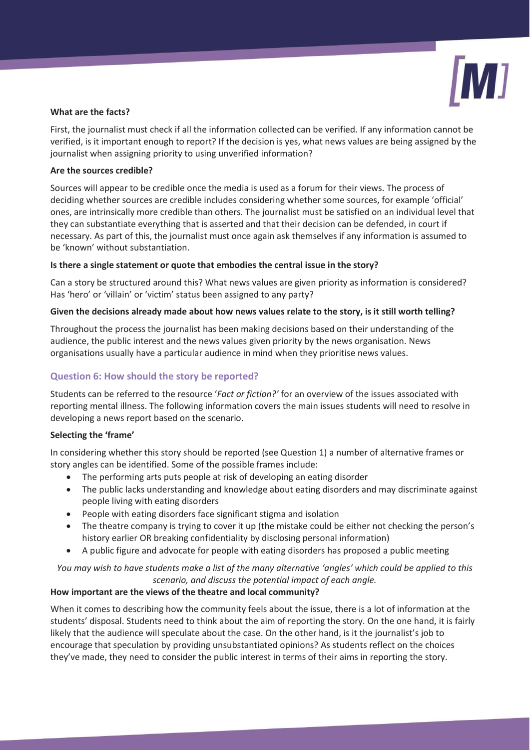**What are the facts?**

First, the journalist must check if all the information collected can be verified. If any information cannot be verified, is it important enough to report? If the decision is yes, what news values are being assigned by the journalist when assigning priority to using unverified information?

**Are the sources credible?**

Sources will appear to be credible once the media is used as a forum for their views. The process of deciding whether sources are credible includes considering whether some sources, for example 'official' ones, are intrinsically more credible than others. The journalist must be satisfied on an individual level that they can substantiate everything that is asserted and that their decision can be defended, in court if necessary. As part of this, the journalist must once again ask themselves if any information is assumed to be 'known' without substantiation.

**Is there a single statement or quote that embodies the central issue in the story?**

Can a story be structured around this? What news values are given priority as information is considered? Has 'hero' or 'villain' or 'victim' status been assigned to any party?

**Given the decisions already made about how news values relate to the story, is it still worth telling?**

Throughout the process the journalist has been making decisions based on their understanding of the audience, the public interest and the news values given priority by the news organisation. News organisations usually have a particular audience in mind when they prioritise news values.

## Question 6: How should the story be reported?

Students can be referred to the resource '*Fact or fiction?*' for an overview of the issues associated with reporting mental illness. The following information covers the main issues students will need to resolve in developing a news report based on the scenario.

**Selecting the 'frame'**

In considering whether this story should be reported (see Question 1) a number of alternative frames or story angles can be identified. Some of the possible frames include:

- The performing arts puts people at risk of developing an eating disorder
- The public lacks understanding and knowledge about eating disorders and may discriminate against people living with eating disorders
- People with eating disorders face significant stigma and isolation
- The theatre company is trying to cover it up (the mistake could be either not checking the person's history earlier OR breaking confidentiality by disclosing personal information)
- A public figure and advocate for people with eating disorders has proposed a public meeting

*You may wish to have students make a list of the many alternative 'angles' which could be applied to this scenario, and discuss the potential impact of each angle.*

**How important are the views of the theatre and local community?**

When it comes to describing how the community feels about the issue, there is a lot of information at the students' disposal. Students need to think about the aim of reporting the story. On the one hand, it is fairly likely that the audience will speculate about the case. On the other hand, is it the journalist's job to encourage that speculation by providing unsubstantiated opinions? As students reflect on the choices they've made, they need to consider the public interest in terms of their aims in reporting the story.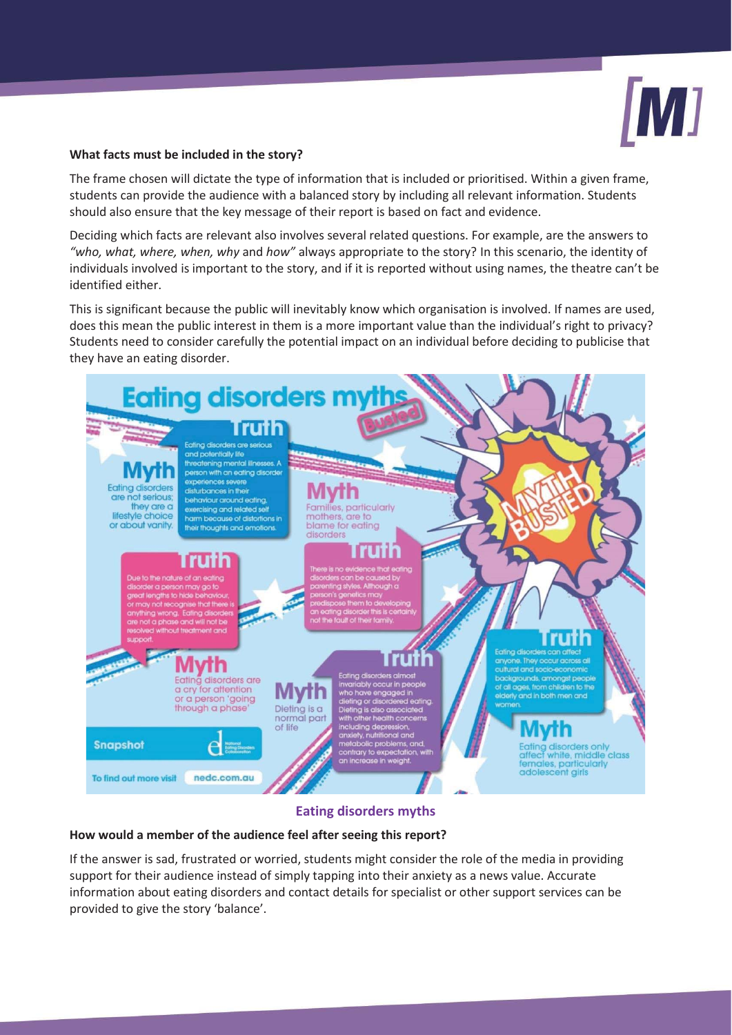### What facts must be included in the story?

The frame chosen will dictate the type of information that is included or prioritised. Within a given frame, students can provide the audience with a balanced story by including all relevant information. Students should also ensure that the key message of their report is based on fact and evidence.

Deciding which facts are relevant also involves several related questions. For example, are the answers to *"who, what, where, when, why* and *how"* always appropriate to the story? In this scenario, the identity of individuals involved is important to the story, and if it is reported without using names, the theatre can't be identified either.

This is significant because the public will inevitably know which organisation is involved. If names are used, does this mean the public interest in them is a more important value than the individual's right to privacy? Students need to consider carefully the potential impact on an individual before deciding to publicise that they have an eating disorder.

## Eating disorders myths Busted

**Myth**
Eating disorders are not serious; they are a lifestyle choice or about vanity.

**Truth**
Eating disorders are serious and potentially life threatening mental illnesses. A person with an eating disorder experiences severe disturbances in their behaviour around eating, exercising and related self harm because of distortions in their thoughts and emotions.

**Myth**
Families, particularly mothers, are to blame for eating disorders

**Truth**
There is no evidence that eating disorders can be caused by parenting styles. Although a person's genetics may predispose them to developing an eating disorder this is certainly not the fault of their family.

MYTH BUSTED

**Truth**
Due to the nature of an eating disorder a person may go to great lengths to hide behaviour, or may not recognise that there is anything wrong. Eating disorders are not a phase and will not be resolved without treatment and support.

**Myth**
Eating disorders are a cry for attention or a person 'going through a phase'

**Myth**
Dieting is a normal part of life

**Truth**
Eating disorders almost invariably occur in people who have engaged in dieting or disordered eating. Dieting is also associated with other health concerns including depression, anxiety, nutritional and metabolic problems, and, contrary to expectation, with an increase in weight.

**Truth**
Eating disorders can affect anyone. They occur across all cultural and socio-economic backgrounds, amongst people of all ages, from children to the elderly and in both men and women.

**Myth**
Eating disorders only affect white, middle class females, particularly adolescent girls

Snapshot

National Eating Disorders Collaboration

To find out more visit nedc.com.au

Eating disorders myths

### How would a member of the audience feel after seeing this report?

If the answer is sad, frustrated or worried, students might consider the role of the media in providing support for their audience instead of simply tapping into their anxiety as a news value. Accurate information about eating disorders and contact details for specialist or other support services can be provided to give the story 'balance'.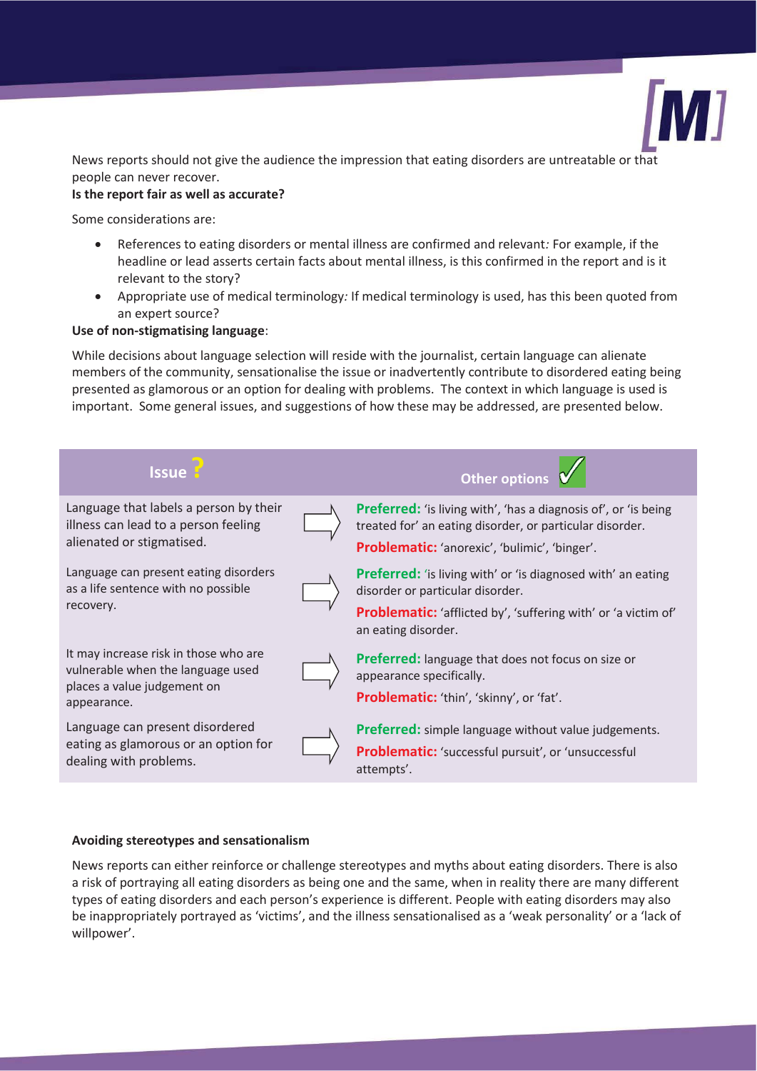News reports should not give the audience the impression that eating disorders are untreatable or that people can never recover.

**Is the report fair as well as accurate?**

Some considerations are:

- References to eating disorders or mental illness are confirmed and relevant*:* For example, if the headline or lead asserts certain facts about mental illness, is this confirmed in the report and is it relevant to the story?
- Appropriate use of medical terminology*:* If medical terminology is used, has this been quoted from an expert source?

**Use of non-stigmatising language**:

While decisions about language selection will reside with the journalist, certain language can alienate members of the community, sensationalise the issue or inadvertently contribute to disordered eating being presented as glamorous or an option for dealing with problems. The context in which language is used is important. Some general issues, and suggestions of how these may be addressed, are presented below.

| Issue ? | Other options ✓ |
|---|---|
| Language that labels a person by their illness can lead to a person feeling alienated or stigmatised. | **Preferred:** 'is living with', 'has a diagnosis of', or 'is being treated for' an eating disorder, or particular disorder. **Problematic:** 'anorexic', 'bulimic', 'binger'. |
| Language can present eating disorders as a life sentence with no possible recovery. | **Preferred:** 'is living with' or 'is diagnosed with' an eating disorder or particular disorder. **Problematic:** 'afflicted by', 'suffering with' or 'a victim of' an eating disorder. |
| It may increase risk in those who are vulnerable when the language used places a value judgement on appearance. | **Preferred:** language that does not focus on size or appearance specifically. **Problematic:** 'thin', 'skinny', or 'fat'. |
| Language can present disordered eating as glamorous or an option for dealing with problems. | **Preferred:** simple language without value judgements. **Problematic:** 'successful pursuit', or 'unsuccessful attempts'. |

**Avoiding stereotypes and sensationalism**

News reports can either reinforce or challenge stereotypes and myths about eating disorders. There is also a risk of portraying all eating disorders as being one and the same, when in reality there are many different types of eating disorders and each person's experience is different. People with eating disorders may also be inappropriately portrayed as 'victims', and the illness sensationalised as a 'weak personality' or a 'lack of willpower'.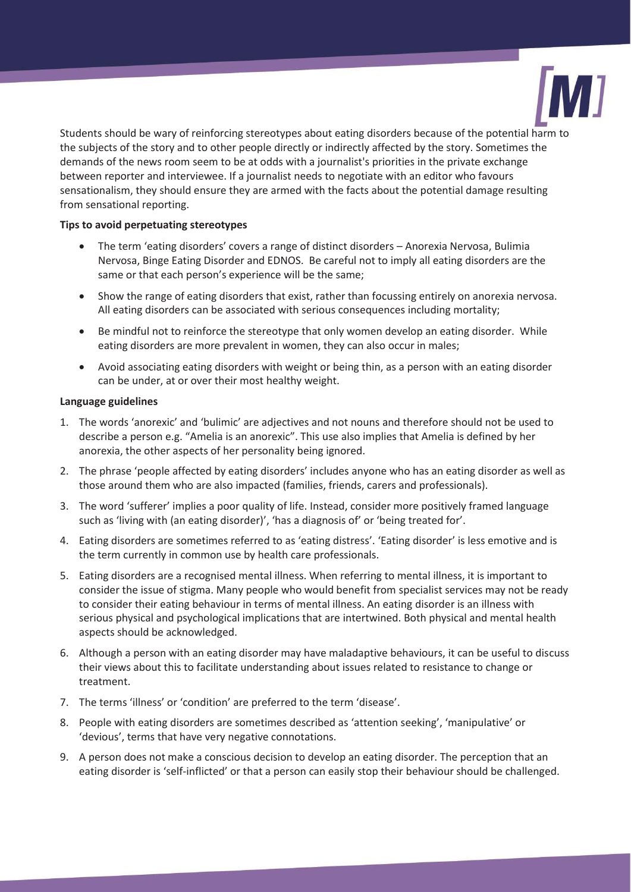Students should be wary of reinforcing stereotypes about eating disorders because of the potential harm to the subjects of the story and to other people directly or indirectly affected by the story. Sometimes the demands of the news room seem to be at odds with a journalist's priorities in the private exchange between reporter and interviewee. If a journalist needs to negotiate with an editor who favours sensationalism, they should ensure they are armed with the facts about the potential damage resulting from sensational reporting.

**Tips to avoid perpetuating stereotypes**

- The term 'eating disorders' covers a range of distinct disorders – Anorexia Nervosa, Bulimia Nervosa, Binge Eating Disorder and EDNOS. Be careful not to imply all eating disorders are the same or that each person's experience will be the same;
- Show the range of eating disorders that exist, rather than focussing entirely on anorexia nervosa. All eating disorders can be associated with serious consequences including mortality;
- Be mindful not to reinforce the stereotype that only women develop an eating disorder. While eating disorders are more prevalent in women, they can also occur in males;
- Avoid associating eating disorders with weight or being thin, as a person with an eating disorder can be under, at or over their most healthy weight.

**Language guidelines**

1. The words 'anorexic' and 'bulimic' are adjectives and not nouns and therefore should not be used to describe a person e.g. "Amelia is an anorexic". This use also implies that Amelia is defined by her anorexia, the other aspects of her personality being ignored.
2. The phrase 'people affected by eating disorders' includes anyone who has an eating disorder as well as those around them who are also impacted (families, friends, carers and professionals).
3. The word 'sufferer' implies a poor quality of life. Instead, consider more positively framed language such as 'living with (an eating disorder)', 'has a diagnosis of' or 'being treated for'.
4. Eating disorders are sometimes referred to as 'eating distress'. 'Eating disorder' is less emotive and is the term currently in common use by health care professionals.
5. Eating disorders are a recognised mental illness. When referring to mental illness, it is important to consider the issue of stigma. Many people who would benefit from specialist services may not be ready to consider their eating behaviour in terms of mental illness. An eating disorder is an illness with serious physical and psychological implications that are intertwined. Both physical and mental health aspects should be acknowledged.
6. Although a person with an eating disorder may have maladaptive behaviours, it can be useful to discuss their views about this to facilitate understanding about issues related to resistance to change or treatment.
7. The terms 'illness' or 'condition' are preferred to the term 'disease'.
8. People with eating disorders are sometimes described as 'attention seeking', 'manipulative' or 'devious', terms that have very negative connotations.
9. A person does not make a conscious decision to develop an eating disorder. The perception that an eating disorder is 'self-inflicted' or that a person can easily stop their behaviour should be challenged.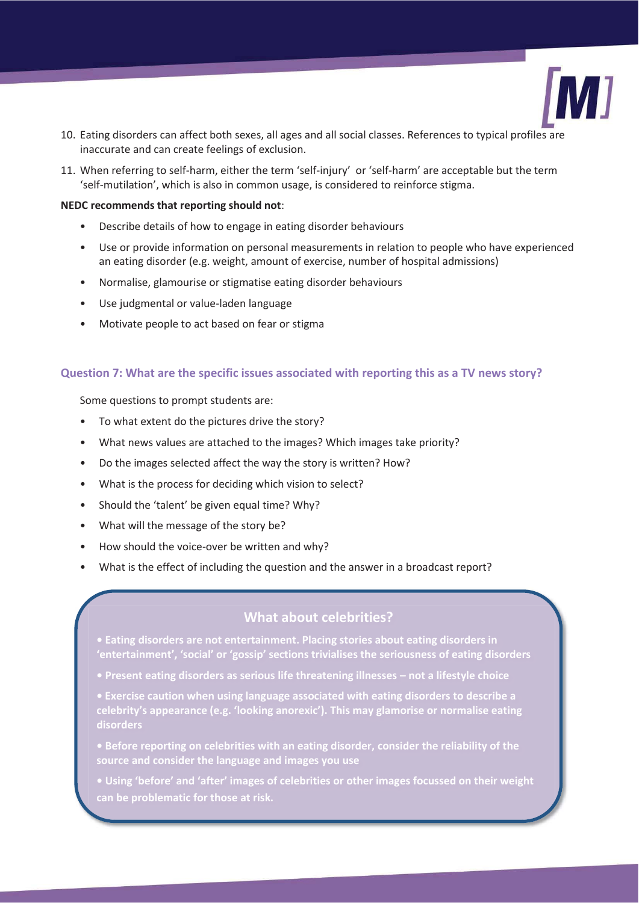10. Eating disorders can affect both sexes, all ages and all social classes. References to typical profiles are inaccurate and can create feelings of exclusion.
11. When referring to self-harm, either the term 'self-injury' or 'self-harm' are acceptable but the term 'self-mutilation', which is also in common usage, is considered to reinforce stigma.

**NEDC recommends that reporting should not**:

- Describe details of how to engage in eating disorder behaviours
- Use or provide information on personal measurements in relation to people who have experienced an eating disorder (e.g. weight, amount of exercise, number of hospital admissions)
- Normalise, glamourise or stigmatise eating disorder behaviours
- Use judgmental or value-laden language
- Motivate people to act based on fear or stigma

### Question 7: What are the specific issues associated with reporting this as a TV news story?

Some questions to prompt students are:

- To what extent do the pictures drive the story?
- What news values are attached to the images? Which images take priority?
- Do the images selected affect the way the story is written? How?
- What is the process for deciding which vision to select?
- Should the 'talent' be given equal time? Why?
- What will the message of the story be?
- How should the voice-over be written and why?
- What is the effect of including the question and the answer in a broadcast report?

### What about celebrities?

- **Eating disorders are not entertainment. Placing stories about eating disorders in 'entertainment', 'social' or 'gossip' sections trivialises the seriousness of eating disorders**
- **Present eating disorders as serious life threatening illnesses – not a lifestyle choice**
- **Exercise caution when using language associated with eating disorders to describe a celebrity's appearance (e.g. 'looking anorexic'). This may glamorise or normalise eating disorders**
- **Before reporting on celebrities with an eating disorder, consider the reliability of the source and consider the language and images you use**
- **Using 'before' and 'after' images of celebrities or other images focussed on their weight can be problematic for those at risk.**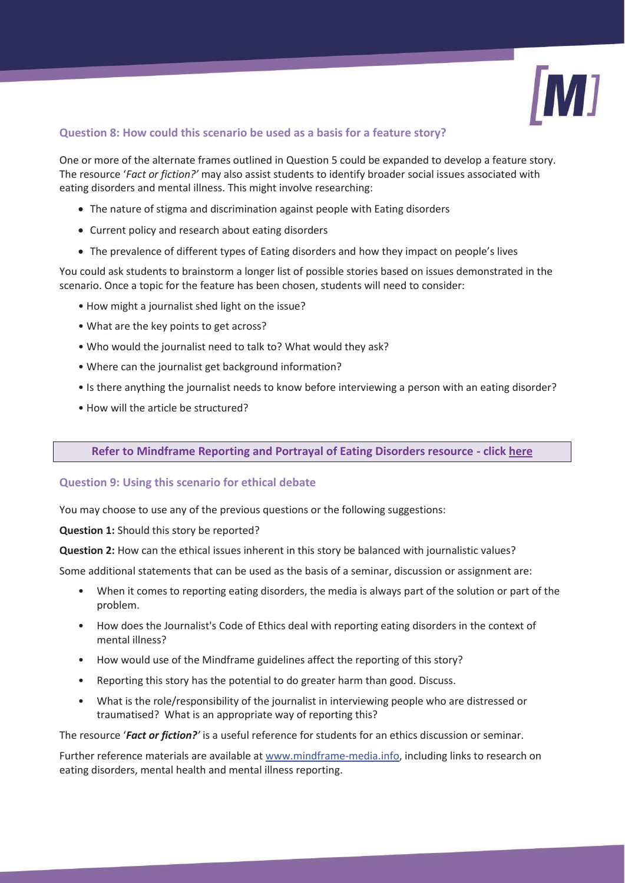### Question 8: How could this scenario be used as a basis for a feature story?

One or more of the alternate frames outlined in Question 5 could be expanded to develop a feature story. The resource '*Fact or fiction?'* may also assist students to identify broader social issues associated with eating disorders and mental illness. This might involve researching:

- The nature of stigma and discrimination against people with Eating disorders
- Current policy and research about eating disorders
- The prevalence of different types of Eating disorders and how they impact on people's lives

You could ask students to brainstorm a longer list of possible stories based on issues demonstrated in the scenario. Once a topic for the feature has been chosen, students will need to consider:

- How might a journalist shed light on the issue?
- What are the key points to get across?
- Who would the journalist need to talk to? What would they ask?
- Where can the journalist get background information?
- Is there anything the journalist needs to know before interviewing a person with an eating disorder?
- How will the article be structured?

**Refer to Mindframe Reporting and Portrayal of Eating Disorders resource - click here**

### Question 9: Using this scenario for ethical debate

You may choose to use any of the previous questions or the following suggestions:

**Question 1:** Should this story be reported?

**Question 2:** How can the ethical issues inherent in this story be balanced with journalistic values?

Some additional statements that can be used as the basis of a seminar, discussion or assignment are:

- When it comes to reporting eating disorders, the media is always part of the solution or part of the problem.
- How does the Journalist's Code of Ethics deal with reporting eating disorders in the context of mental illness?
- How would use of the Mindframe guidelines affect the reporting of this story?
- Reporting this story has the potential to do greater harm than good. Discuss.
- What is the role/responsibility of the journalist in interviewing people who are distressed or traumatised? What is an appropriate way of reporting this?

The resource '***Fact or fiction?***' is a useful reference for students for an ethics discussion or seminar.

Further reference materials are available at www.mindframe-media.info, including links to research on eating disorders, mental health and mental illness reporting.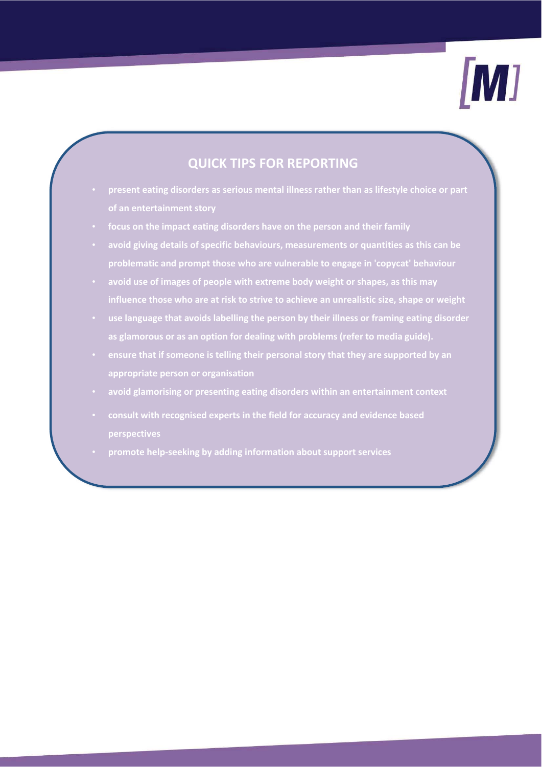## QUICK TIPS FOR REPORTING

- present eating disorders as serious mental illness rather than as lifestyle choice or part of an entertainment story
- focus on the impact eating disorders have on the person and their family
- avoid giving details of specific behaviours, measurements or quantities as this can be problematic and prompt those who are vulnerable to engage in 'copycat' behaviour
- avoid use of images of people with extreme body weight or shapes, as this may influence those who are at risk to strive to achieve an unrealistic size, shape or weight
- use language that avoids labelling the person by their illness or framing eating disorder as glamorous or as an option for dealing with problems (refer to media guide).
- ensure that if someone is telling their personal story that they are supported by an appropriate person or organisation
- avoid glamorising or presenting eating disorders within an entertainment context
- consult with recognised experts in the field for accuracy and evidence based perspectives
- promote help-seeking by adding information about support services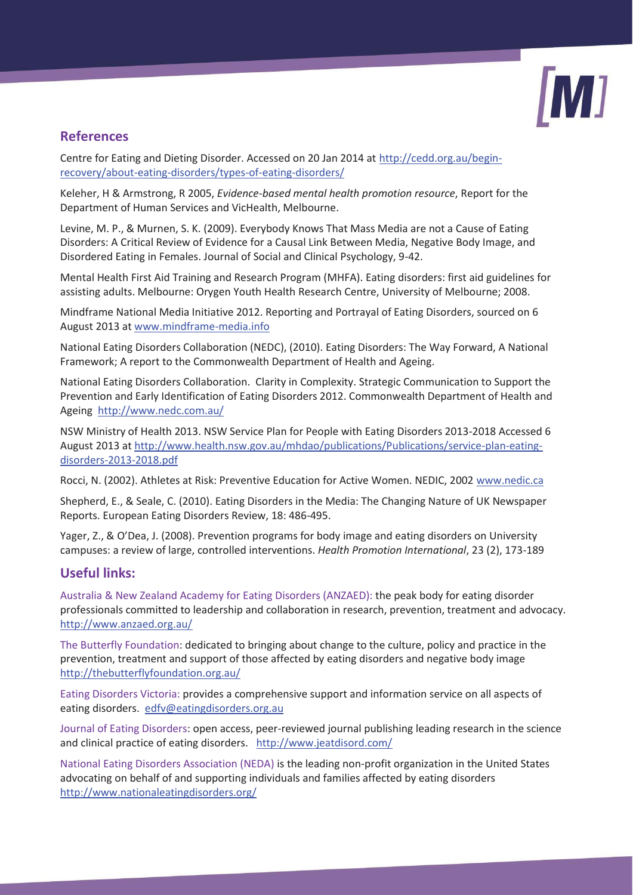## References

Centre for Eating and Dieting Disorder. Accessed on 20 Jan 2014 at http://cedd.org.au/begin-recovery/about-eating-disorders/types-of-eating-disorders/

Keleher, H & Armstrong, R 2005, *Evidence-based mental health promotion resource*, Report for the Department of Human Services and VicHealth, Melbourne.

Levine, M. P., & Murnen, S. K. (2009). Everybody Knows That Mass Media are not a Cause of Eating Disorders: A Critical Review of Evidence for a Causal Link Between Media, Negative Body Image, and Disordered Eating in Females. Journal of Social and Clinical Psychology, 9-42.

Mental Health First Aid Training and Research Program (MHFA). Eating disorders: first aid guidelines for assisting adults. Melbourne: Orygen Youth Health Research Centre, University of Melbourne; 2008.

Mindframe National Media Initiative 2012. Reporting and Portrayal of Eating Disorders, sourced on 6 August 2013 at www.mindframe-media.info

National Eating Disorders Collaboration (NEDC), (2010). Eating Disorders: The Way Forward, A National Framework; A report to the Commonwealth Department of Health and Ageing.

National Eating Disorders Collaboration. Clarity in Complexity. Strategic Communication to Support the Prevention and Early Identification of Eating Disorders 2012. Commonwealth Department of Health and Ageing http://www.nedc.com.au/

NSW Ministry of Health 2013. NSW Service Plan for People with Eating Disorders 2013-2018 Accessed 6 August 2013 at http://www.health.nsw.gov.au/mhdao/publications/Publications/service-plan-eating-disorders-2013-2018.pdf

Rocci, N. (2002). Athletes at Risk: Preventive Education for Active Women. NEDIC, 2002 www.nedic.ca

Shepherd, E., & Seale, C. (2010). Eating Disorders in the Media: The Changing Nature of UK Newspaper Reports. European Eating Disorders Review, 18: 486-495.

Yager, Z., & O'Dea, J. (2008). Prevention programs for body image and eating disorders on University campuses: a review of large, controlled interventions. *Health Promotion International*, 23 (2), 173-189

## Useful links:

Australia & New Zealand Academy for Eating Disorders (ANZAED): the peak body for eating disorder professionals committed to leadership and collaboration in research, prevention, treatment and advocacy. http://www.anzaed.org.au/

The Butterfly Foundation: dedicated to bringing about change to the culture, policy and practice in the prevention, treatment and support of those affected by eating disorders and negative body image http://thebutterflyfoundation.org.au/

Eating Disorders Victoria: provides a comprehensive support and information service on all aspects of eating disorders. edfv@eatingdisorders.org.au

Journal of Eating Disorders: open access, peer-reviewed journal publishing leading research in the science and clinical practice of eating disorders. http://www.jeatdisord.com/

National Eating Disorders Association (NEDA) is the leading non-profit organization in the United States advocating on behalf of and supporting individuals and families affected by eating disorders http://www.nationaleatingdisorders.org/